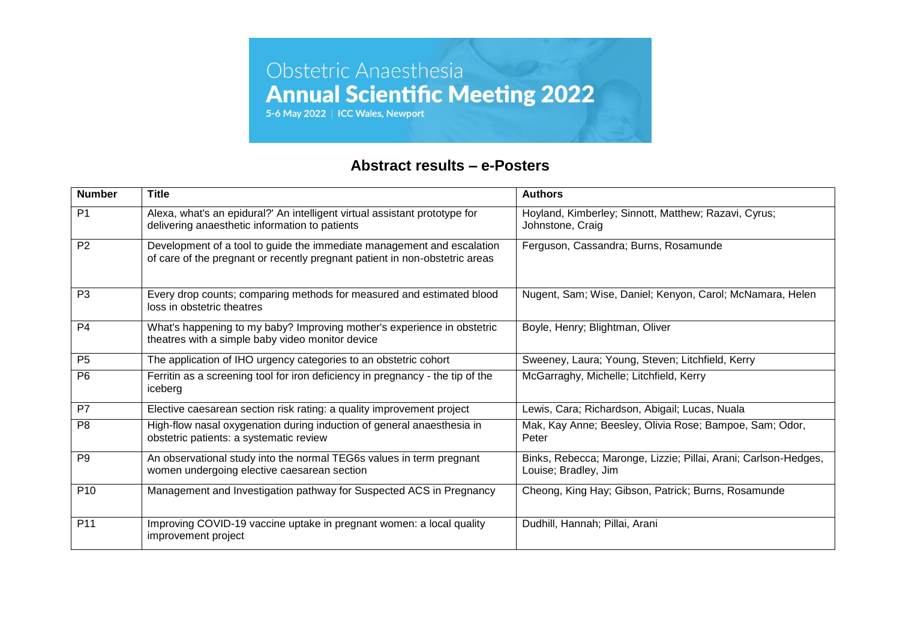Obstetric Anaesthesia
**Annual Scientific Meeting 2022**
5-6 May 2022 | ICC Wales, Newport

## Abstract results – e-Posters

| Number | Title | Authors |
|---|---|---|
| P1 | Alexa, what's an epidural?' An intelligent virtual assistant prototype for delivering anaesthetic information to patients | Hoyland, Kimberley; Sinnott, Matthew; Razavi, Cyrus; Johnstone, Craig |
| P2 | Development of a tool to guide the immediate management and escalation of care of the pregnant or recently pregnant patient in non-obstetric areas | Ferguson, Cassandra; Burns, Rosamunde |
| P3 | Every drop counts; comparing methods for measured and estimated blood loss in obstetric theatres | Nugent, Sam; Wise, Daniel; Kenyon, Carol; McNamara, Helen |
| P4 | What's happening to my baby? Improving mother's experience in obstetric theatres with a simple baby video monitor device | Boyle, Henry; Blightman, Oliver |
| P5 | The application of IHO urgency categories to an obstetric cohort | Sweeney, Laura; Young, Steven; Litchfield, Kerry |
| P6 | Ferritin as a screening tool for iron deficiency in pregnancy - the tip of the iceberg | McGarraghy, Michelle; Litchfield, Kerry |
| P7 | Elective caesarean section risk rating: a quality improvement project | Lewis, Cara; Richardson, Abigail; Lucas, Nuala |
| P8 | High-flow nasal oxygenation during induction of general anaesthesia in obstetric patients: a systematic review | Mak, Kay Anne; Beesley, Olivia Rose; Bampoe, Sam; Odor, Peter |
| P9 | An observational study into the normal TEG6s values in term pregnant women undergoing elective caesarean section | Binks, Rebecca; Maronge, Lizzie; Pillai, Arani; Carlson-Hedges, Louise; Bradley, Jim |
| P10 | Management and Investigation pathway for Suspected ACS in Pregnancy | Cheong, King Hay; Gibson, Patrick; Burns, Rosamunde |
| P11 | Improving COVID-19 vaccine uptake in pregnant women: a local quality improvement project | Dudhill, Hannah; Pillai, Arani |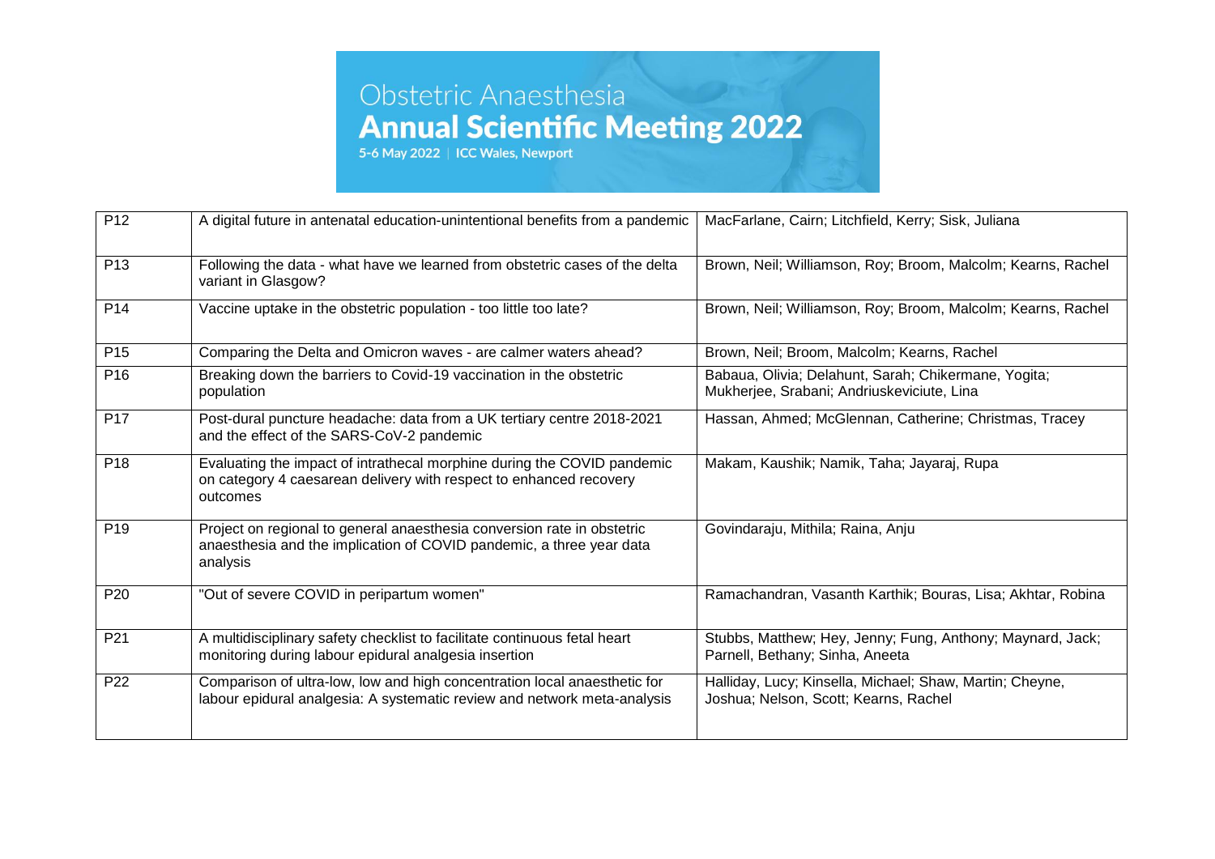| P12 | A digital future in antenatal education-unintentional benefits from a pandemic | MacFarlane, Cairn; Litchfield, Kerry; Sisk, Juliana |
|---|---|---|
| P13 | Following the data - what have we learned from obstetric cases of the delta variant in Glasgow? | Brown, Neil; Williamson, Roy; Broom, Malcolm; Kearns, Rachel |
| P14 | Vaccine uptake in the obstetric population - too little too late? | Brown, Neil; Williamson, Roy; Broom, Malcolm; Kearns, Rachel |
| P15 | Comparing the Delta and Omicron waves - are calmer waters ahead? | Brown, Neil; Broom, Malcolm; Kearns, Rachel |
| P16 | Breaking down the barriers to Covid-19 vaccination in the obstetric population | Babaua, Olivia; Delahunt, Sarah; Chikermane, Yogita; Mukherjee, Srabani; Andriuskeviciute, Lina |
| P17 | Post-dural puncture headache: data from a UK tertiary centre 2018-2021 and the effect of the SARS-CoV-2 pandemic | Hassan, Ahmed; McGlennan, Catherine; Christmas, Tracey |
| P18 | Evaluating the impact of intrathecal morphine during the COVID pandemic on category 4 caesarean delivery with respect to enhanced recovery outcomes | Makam, Kaushik; Namik, Taha; Jayaraj, Rupa |
| P19 | Project on regional to general anaesthesia conversion rate in obstetric anaesthesia and the implication of COVID pandemic, a three year data analysis | Govindaraju, Mithila; Raina, Anju |
| P20 | "Out of severe COVID in peripartum women" | Ramachandran, Vasanth Karthik; Bouras, Lisa; Akhtar, Robina |
| P21 | A multidisciplinary safety checklist to facilitate continuous fetal heart monitoring during labour epidural analgesia insertion | Stubbs, Matthew; Hey, Jenny; Fung, Anthony; Maynard, Jack; Parnell, Bethany; Sinha, Aneeta |
| P22 | Comparison of ultra-low, low and high concentration local anaesthetic for labour epidural analgesia: A systematic review and network meta-analysis | Halliday, Lucy; Kinsella, Michael; Shaw, Martin; Cheyne, Joshua; Nelson, Scott; Kearns, Rachel |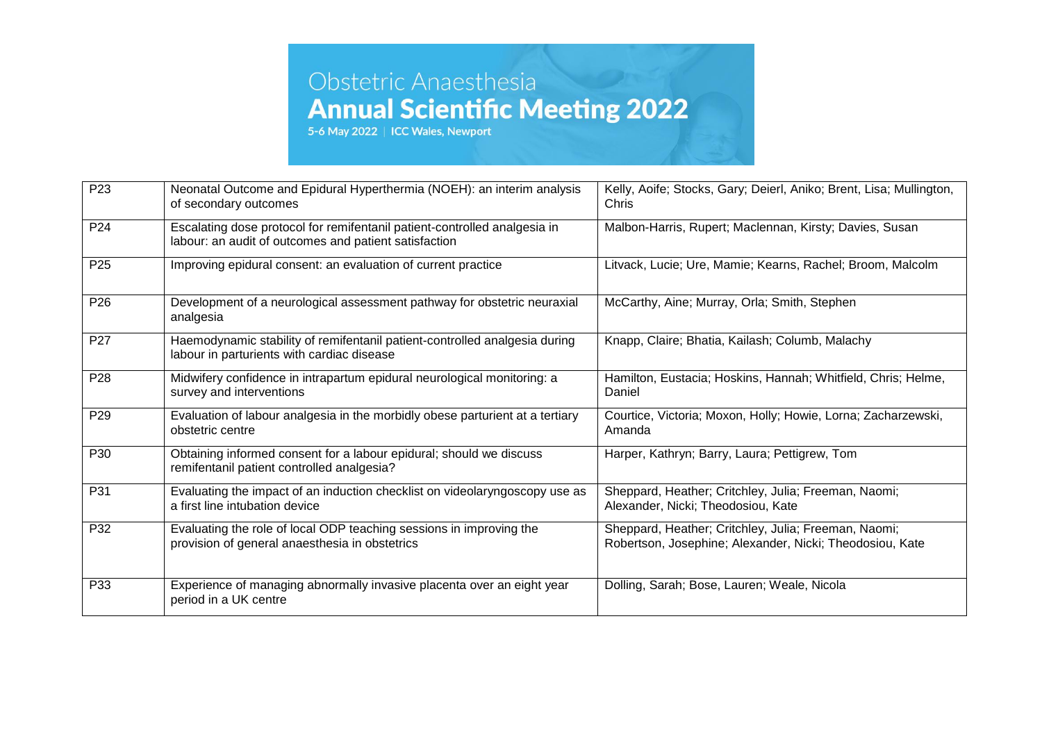| P23 | Neonatal Outcome and Epidural Hyperthermia (NOEH): an interim analysis of secondary outcomes | Kelly, Aoife; Stocks, Gary; Deierl, Aniko; Brent, Lisa; Mullington, Chris |
|---|---|---|
| P24 | Escalating dose protocol for remifentanil patient-controlled analgesia in labour: an audit of outcomes and patient satisfaction | Malbon-Harris, Rupert; Maclennan, Kirsty; Davies, Susan |
| P25 | Improving epidural consent: an evaluation of current practice | Litvack, Lucie; Ure, Mamie; Kearns, Rachel; Broom, Malcolm |
| P26 | Development of a neurological assessment pathway for obstetric neuraxial analgesia | McCarthy, Aine; Murray, Orla; Smith, Stephen |
| P27 | Haemodynamic stability of remifentanil patient-controlled analgesia during labour in parturients with cardiac disease | Knapp, Claire; Bhatia, Kailash; Columb, Malachy |
| P28 | Midwifery confidence in intrapartum epidural neurological monitoring: a survey and interventions | Hamilton, Eustacia; Hoskins, Hannah; Whitfield, Chris; Helme, Daniel |
| P29 | Evaluation of labour analgesia in the morbidly obese parturient at a tertiary obstetric centre | Courtice, Victoria; Moxon, Holly; Howie, Lorna; Zacharzewski, Amanda |
| P30 | Obtaining informed consent for a labour epidural; should we discuss remifentanil patient controlled analgesia? | Harper, Kathryn; Barry, Laura; Pettigrew, Tom |
| P31 | Evaluating the impact of an induction checklist on videolaryngoscopy use as a first line intubation device | Sheppard, Heather; Critchley, Julia; Freeman, Naomi; Alexander, Nicki; Theodosiou, Kate |
| P32 | Evaluating the role of local ODP teaching sessions in improving the provision of general anaesthesia in obstetrics | Sheppard, Heather; Critchley, Julia; Freeman, Naomi; Robertson, Josephine; Alexander, Nicki; Theodosiou, Kate |
| P33 | Experience of managing abnormally invasive placenta over an eight year period in a UK centre | Dolling, Sarah; Bose, Lauren; Weale, Nicola |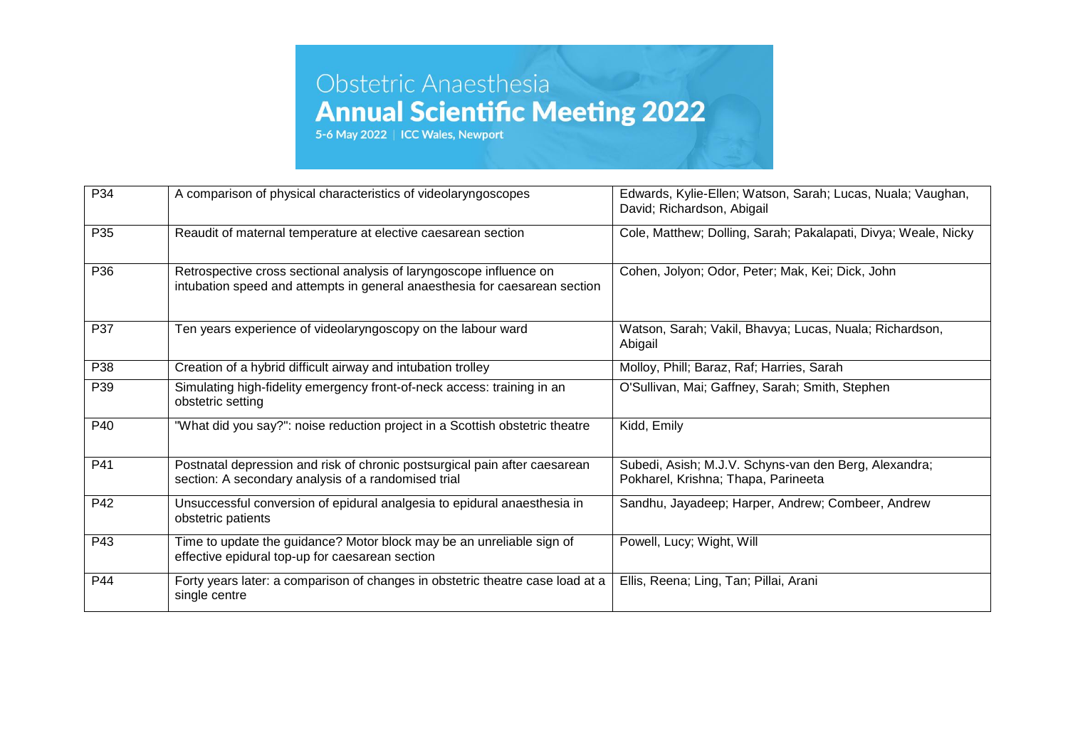| P34 | A comparison of physical characteristics of videolaryngoscopes | Edwards, Kylie-Ellen; Watson, Sarah; Lucas, Nuala; Vaughan, David; Richardson, Abigail |
|---|---|---|
| P35 | Reaudit of maternal temperature at elective caesarean section | Cole, Matthew; Dolling, Sarah; Pakalapati, Divya; Weale, Nicky |
| P36 | Retrospective cross sectional analysis of laryngoscope influence on intubation speed and attempts in general anaesthesia for caesarean section | Cohen, Jolyon; Odor, Peter; Mak, Kei; Dick, John |
| P37 | Ten years experience of videolaryngoscopy on the labour ward | Watson, Sarah; Vakil, Bhavya; Lucas, Nuala; Richardson, Abigail |
| P38 | Creation of a hybrid difficult airway and intubation trolley | Molloy, Phill; Baraz, Raf; Harries, Sarah |
| P39 | Simulating high-fidelity emergency front-of-neck access: training in an obstetric setting | O'Sullivan, Mai; Gaffney, Sarah; Smith, Stephen |
| P40 | "What did you say?": noise reduction project in a Scottish obstetric theatre | Kidd, Emily |
| P41 | Postnatal depression and risk of chronic postsurgical pain after caesarean section: A secondary analysis of a randomised trial | Subedi, Asish; M.J.V. Schyns-van den Berg, Alexandra; Pokharel, Krishna; Thapa, Parineeta |
| P42 | Unsuccessful conversion of epidural analgesia to epidural anaesthesia in obstetric patients | Sandhu, Jayadeep; Harper, Andrew; Combeer, Andrew |
| P43 | Time to update the guidance? Motor block may be an unreliable sign of effective epidural top-up for caesarean section | Powell, Lucy; Wight, Will |
| P44 | Forty years later: a comparison of changes in obstetric theatre case load at a single centre | Ellis, Reena; Ling, Tan; Pillai, Arani |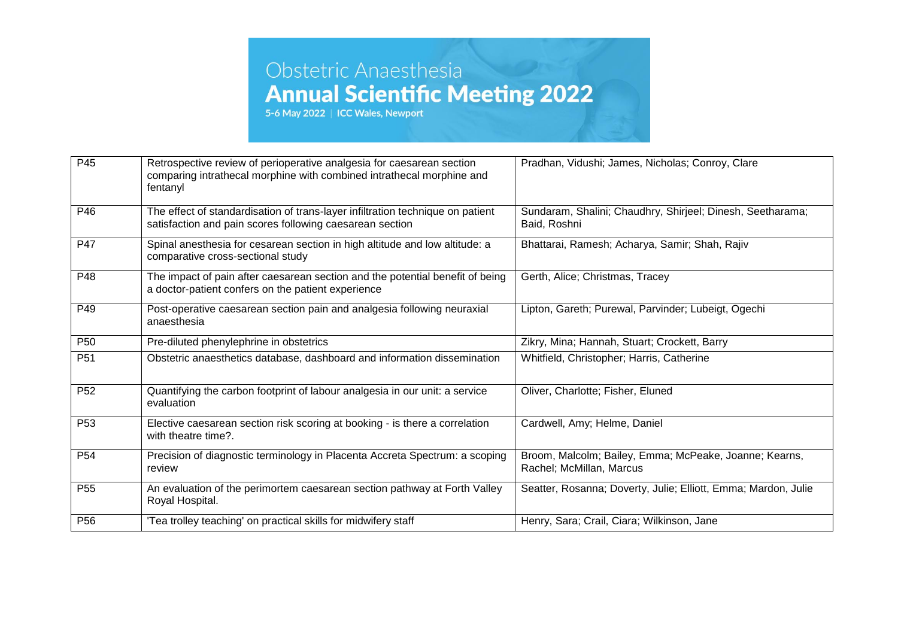| P45 | Retrospective review of perioperative analgesia for caesarean section comparing intrathecal morphine with combined intrathecal morphine and fentanyl | Pradhan, Vidushi; James, Nicholas; Conroy, Clare |
|---|---|---|
| P46 | The effect of standardisation of trans-layer infiltration technique on patient satisfaction and pain scores following caesarean section | Sundaram, Shalini; Chaudhry, Shirjeel; Dinesh, Seetharama; Baid, Roshni |
| P47 | Spinal anesthesia for cesarean section in high altitude and low altitude: a comparative cross-sectional study | Bhattarai, Ramesh; Acharya, Samir; Shah, Rajiv |
| P48 | The impact of pain after caesarean section and the potential benefit of being a doctor-patient confers on the patient experience | Gerth, Alice; Christmas, Tracey |
| P49 | Post-operative caesarean section pain and analgesia following neuraxial anaesthesia | Lipton, Gareth; Purewal, Parvinder; Lubeigt, Ogechi |
| P50 | Pre-diluted phenylephrine in obstetrics | Zikry, Mina; Hannah, Stuart; Crockett, Barry |
| P51 | Obstetric anaesthetics database, dashboard and information dissemination | Whitfield, Christopher; Harris, Catherine |
| P52 | Quantifying the carbon footprint of labour analgesia in our unit: a service evaluation | Oliver, Charlotte; Fisher, Eluned |
| P53 | Elective caesarean section risk scoring at booking - is there a correlation with theatre time?. | Cardwell, Amy; Helme, Daniel |
| P54 | Precision of diagnostic terminology in Placenta Accreta Spectrum: a scoping review | Broom, Malcolm; Bailey, Emma; McPeake, Joanne; Kearns, Rachel; McMillan, Marcus |
| P55 | An evaluation of the perimortem caesarean section pathway at Forth Valley Royal Hospital. | Seatter, Rosanna; Doverty, Julie; Elliott, Emma; Mardon, Julie |
| P56 | 'Tea trolley teaching' on practical skills for midwifery staff | Henry, Sara; Crail, Ciara; Wilkinson, Jane |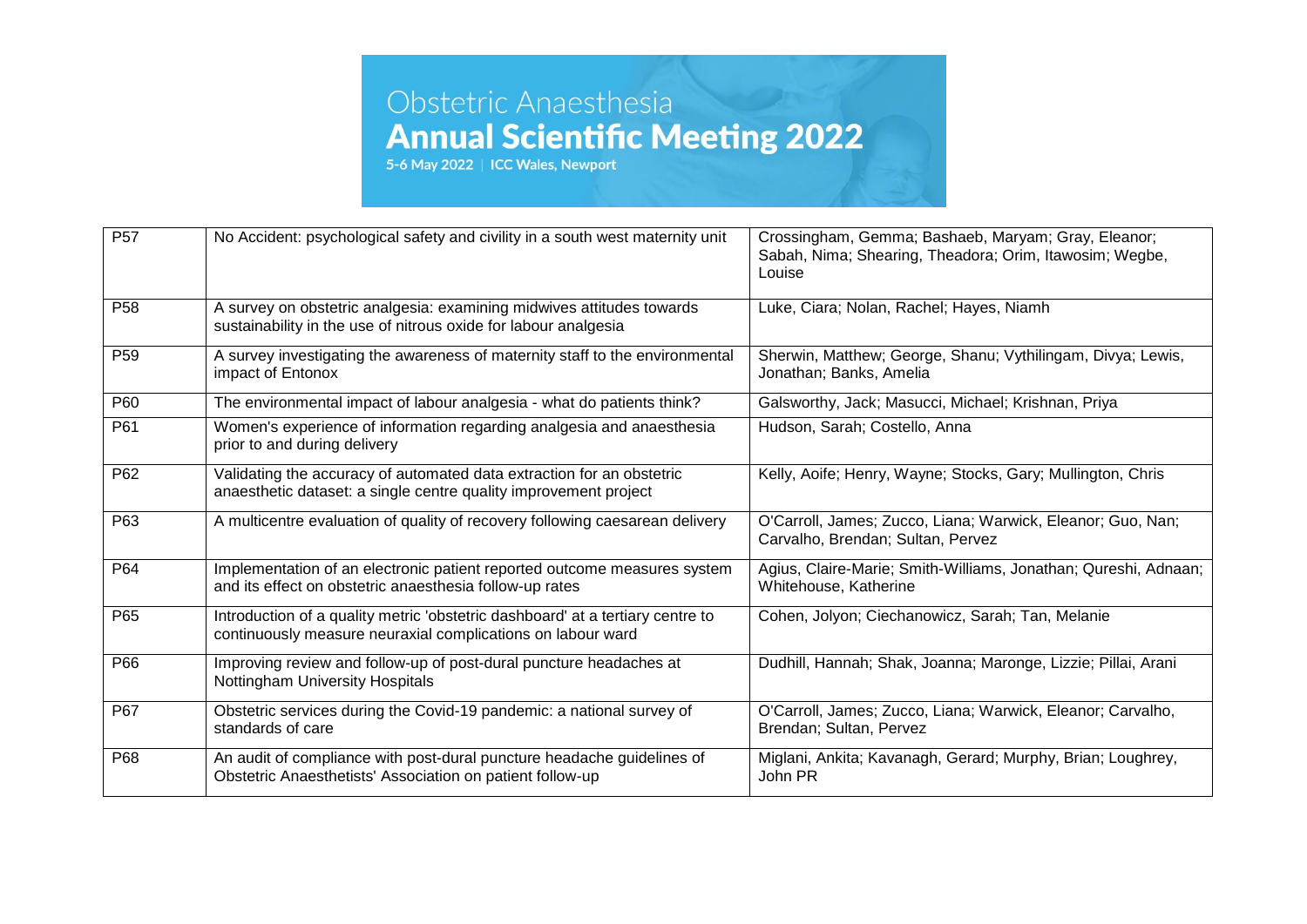| P57 | No Accident: psychological safety and civility in a south west maternity unit | Crossingham, Gemma; Bashaeb, Maryam; Gray, Eleanor; Sabah, Nima; Shearing, Theadora; Orim, Itawosim; Wegbe, Louise |
|---|---|---|
| P58 | A survey on obstetric analgesia: examining midwives attitudes towards sustainability in the use of nitrous oxide for labour analgesia | Luke, Ciara; Nolan, Rachel; Hayes, Niamh |
| P59 | A survey investigating the awareness of maternity staff to the environmental impact of Entonox | Sherwin, Matthew; George, Shanu; Vythilingam, Divya; Lewis, Jonathan; Banks, Amelia |
| P60 | The environmental impact of labour analgesia - what do patients think? | Galsworthy, Jack; Masucci, Michael; Krishnan, Priya |
| P61 | Women's experience of information regarding analgesia and anaesthesia prior to and during delivery | Hudson, Sarah; Costello, Anna |
| P62 | Validating the accuracy of automated data extraction for an obstetric anaesthetic dataset: a single centre quality improvement project | Kelly, Aoife; Henry, Wayne; Stocks, Gary; Mullington, Chris |
| P63 | A multicentre evaluation of quality of recovery following caesarean delivery | O'Carroll, James; Zucco, Liana; Warwick, Eleanor; Guo, Nan; Carvalho, Brendan; Sultan, Pervez |
| P64 | Implementation of an electronic patient reported outcome measures system and its effect on obstetric anaesthesia follow-up rates | Agius, Claire-Marie; Smith-Williams, Jonathan; Qureshi, Adnaan; Whitehouse, Katherine |
| P65 | Introduction of a quality metric 'obstetric dashboard' at a tertiary centre to continuously measure neuraxial complications on labour ward | Cohen, Jolyon; Ciechanowicz, Sarah; Tan, Melanie |
| P66 | Improving review and follow-up of post-dural puncture headaches at Nottingham University Hospitals | Dudhill, Hannah; Shak, Joanna; Maronge, Lizzie; Pillai, Arani |
| P67 | Obstetric services during the Covid-19 pandemic: a national survey of standards of care | O'Carroll, James; Zucco, Liana; Warwick, Eleanor; Carvalho, Brendan; Sultan, Pervez |
| P68 | An audit of compliance with post-dural puncture headache guidelines of Obstetric Anaesthetists' Association on patient follow-up | Miglani, Ankita; Kavanagh, Gerard; Murphy, Brian; Loughrey, John PR |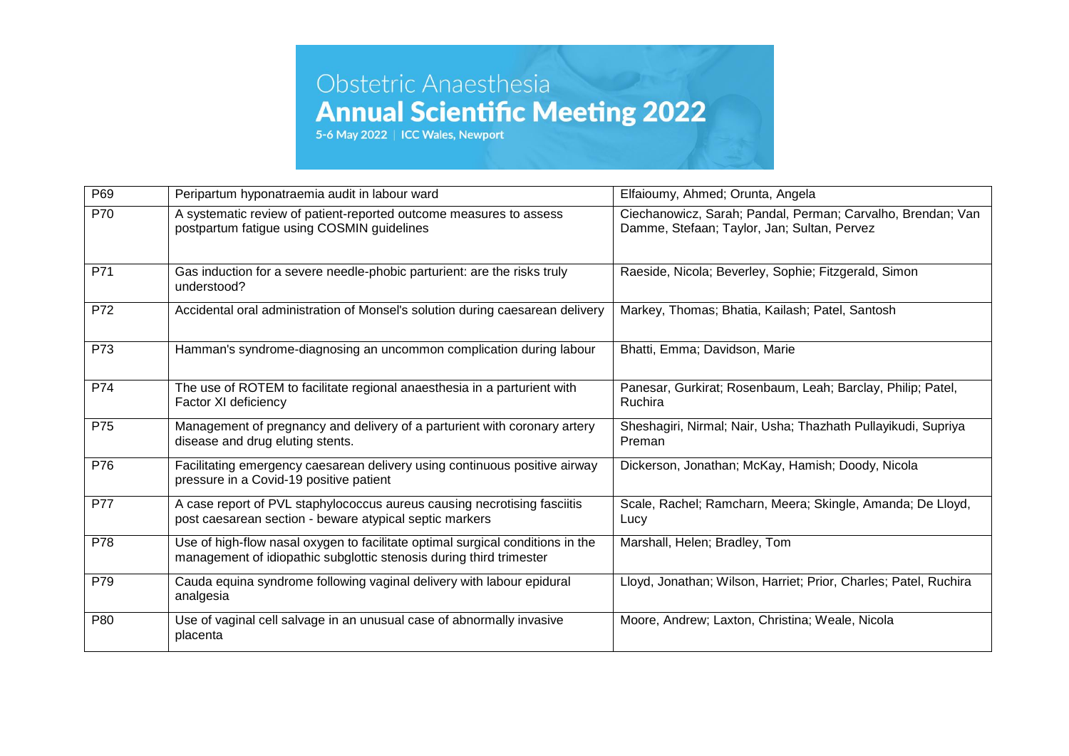| P69 | Peripartum hyponatraemia audit in labour ward | Elfaioumy, Ahmed; Orunta, Angela |
|---|---|---|
| P70 | A systematic review of patient-reported outcome measures to assess postpartum fatigue using COSMIN guidelines | Ciechanowicz, Sarah; Pandal, Perman; Carvalho, Brendan; Van Damme, Stefaan; Taylor, Jan; Sultan, Pervez |
| P71 | Gas induction for a severe needle-phobic parturient: are the risks truly understood? | Raeside, Nicola; Beverley, Sophie; Fitzgerald, Simon |
| P72 | Accidental oral administration of Monsel's solution during caesarean delivery | Markey, Thomas; Bhatia, Kailash; Patel, Santosh |
| P73 | Hamman's syndrome-diagnosing an uncommon complication during labour | Bhatti, Emma; Davidson, Marie |
| P74 | The use of ROTEM to facilitate regional anaesthesia in a parturient with Factor XI deficiency | Panesar, Gurkirat; Rosenbaum, Leah; Barclay, Philip; Patel, Ruchira |
| P75 | Management of pregnancy and delivery of a parturient with coronary artery disease and drug eluting stents. | Sheshagiri, Nirmal; Nair, Usha; Thazhath Pullayikudi, Supriya Preman |
| P76 | Facilitating emergency caesarean delivery using continuous positive airway pressure in a Covid-19 positive patient | Dickerson, Jonathan; McKay, Hamish; Doody, Nicola |
| P77 | A case report of PVL staphylococcus aureus causing necrotising fasciitis post caesarean section - beware atypical septic markers | Scale, Rachel; Ramcharn, Meera; Skingle, Amanda; De Lloyd, Lucy |
| P78 | Use of high-flow nasal oxygen to facilitate optimal surgical conditions in the management of idiopathic subglottic stenosis during third trimester | Marshall, Helen; Bradley, Tom |
| P79 | Cauda equina syndrome following vaginal delivery with labour epidural analgesia | Lloyd, Jonathan; Wilson, Harriet; Prior, Charles; Patel, Ruchira |
| P80 | Use of vaginal cell salvage in an unusual case of abnormally invasive placenta | Moore, Andrew; Laxton, Christina; Weale, Nicola |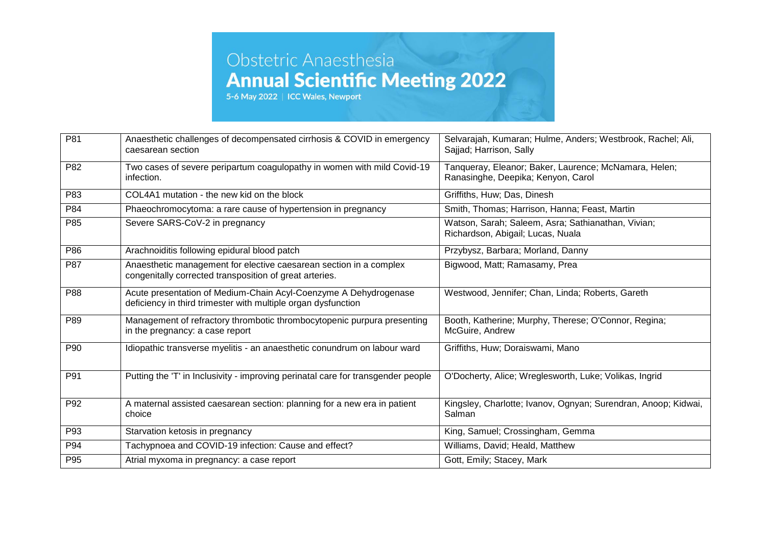| | | |
|---|---|---|
| P81 | Anaesthetic challenges of decompensated cirrhosis & COVID in emergency caesarean section | Selvarajah, Kumaran; Hulme, Anders; Westbrook, Rachel; Ali, Sajjad; Harrison, Sally |
| P82 | Two cases of severe peripartum coagulopathy in women with mild Covid-19 infection. | Tanqueray, Eleanor; Baker, Laurence; McNamara, Helen; Ranasinghe, Deepika; Kenyon, Carol |
| P83 | COL4A1 mutation - the new kid on the block | Griffiths, Huw; Das, Dinesh |
| P84 | Phaeochromocytoma: a rare cause of hypertension in pregnancy | Smith, Thomas; Harrison, Hanna; Feast, Martin |
| P85 | Severe SARS-CoV-2 in pregnancy | Watson, Sarah; Saleem, Asra; Sathianathan, Vivian; Richardson, Abigail; Lucas, Nuala |
| P86 | Arachnoiditis following epidural blood patch | Przybysz, Barbara; Morland, Danny |
| P87 | Anaesthetic management for elective caesarean section in a complex congenitally corrected transposition of great arteries. | Bigwood, Matt; Ramasamy, Prea |
| P88 | Acute presentation of Medium-Chain Acyl-Coenzyme A Dehydrogenase deficiency in third trimester with multiple organ dysfunction | Westwood, Jennifer; Chan, Linda; Roberts, Gareth |
| P89 | Management of refractory thrombotic thrombocytopenic purpura presenting in the pregnancy: a case report | Booth, Katherine; Murphy, Therese; O'Connor, Regina; McGuire, Andrew |
| P90 | Idiopathic transverse myelitis - an anaesthetic conundrum on labour ward | Griffiths, Huw; Doraiswami, Mano |
| P91 | Putting the 'T' in Inclusivity - improving perinatal care for transgender people | O'Docherty, Alice; Wreglesworth, Luke; Volikas, Ingrid |
| P92 | A maternal assisted caesarean section: planning for a new era in patient choice | Kingsley, Charlotte; Ivanov, Ognyan; Surendran, Anoop; Kidwai, Salman |
| P93 | Starvation ketosis in pregnancy | King, Samuel; Crossingham, Gemma |
| P94 | Tachypnoea and COVID-19 infection: Cause and effect? | Williams, David; Heald, Matthew |
| P95 | Atrial myxoma in pregnancy: a case report | Gott, Emily; Stacey, Mark |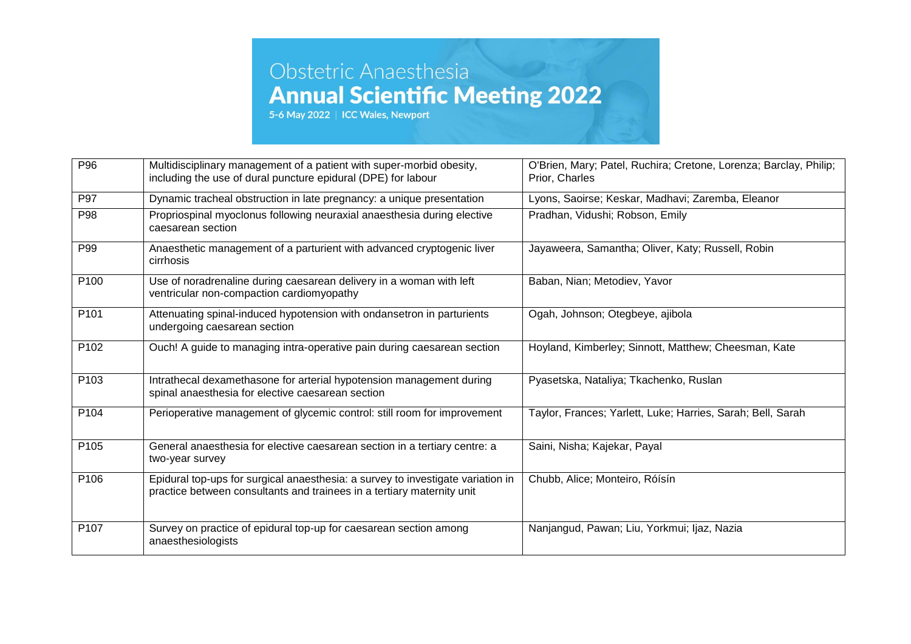| P96 | Multidisciplinary management of a patient with super-morbid obesity, including the use of dural puncture epidural (DPE) for labour | O'Brien, Mary; Patel, Ruchira; Cretone, Lorenza; Barclay, Philip; Prior, Charles |
|---|---|---|
| P97 | Dynamic tracheal obstruction in late pregnancy: a unique presentation | Lyons, Saoirse; Keskar, Madhavi; Zaremba, Eleanor |
| P98 | Propriospinal myoclonus following neuraxial anaesthesia during elective caesarean section | Pradhan, Vidushi; Robson, Emily |
| P99 | Anaesthetic management of a parturient with advanced cryptogenic liver cirrhosis | Jayaweera, Samantha; Oliver, Katy; Russell, Robin |
| P100 | Use of noradrenaline during caesarean delivery in a woman with left ventricular non-compaction cardiomyopathy | Baban, Nian; Metodiev, Yavor |
| P101 | Attenuating spinal-induced hypotension with ondansetron in parturients undergoing caesarean section | Ogah, Johnson; Otegbeye, ajibola |
| P102 | Ouch! A guide to managing intra-operative pain during caesarean section | Hoyland, Kimberley; Sinnott, Matthew; Cheesman, Kate |
| P103 | Intrathecal dexamethasone for arterial hypotension management during spinal anaesthesia for elective caesarean section | Pyasetska, Nataliya; Tkachenko, Ruslan |
| P104 | Perioperative management of glycemic control: still room for improvement | Taylor, Frances; Yarlett, Luke; Harries, Sarah; Bell, Sarah |
| P105 | General anaesthesia for elective caesarean section in a tertiary centre: a two-year survey | Saini, Nisha; Kajekar, Payal |
| P106 | Epidural top-ups for surgical anaesthesia: a survey to investigate variation in practice between consultants and trainees in a tertiary maternity unit | Chubb, Alice; Monteiro, Róísín |
| P107 | Survey on practice of epidural top-up for caesarean section among anaesthesiologists | Nanjangud, Pawan; Liu, Yorkmui; Ijaz, Nazia |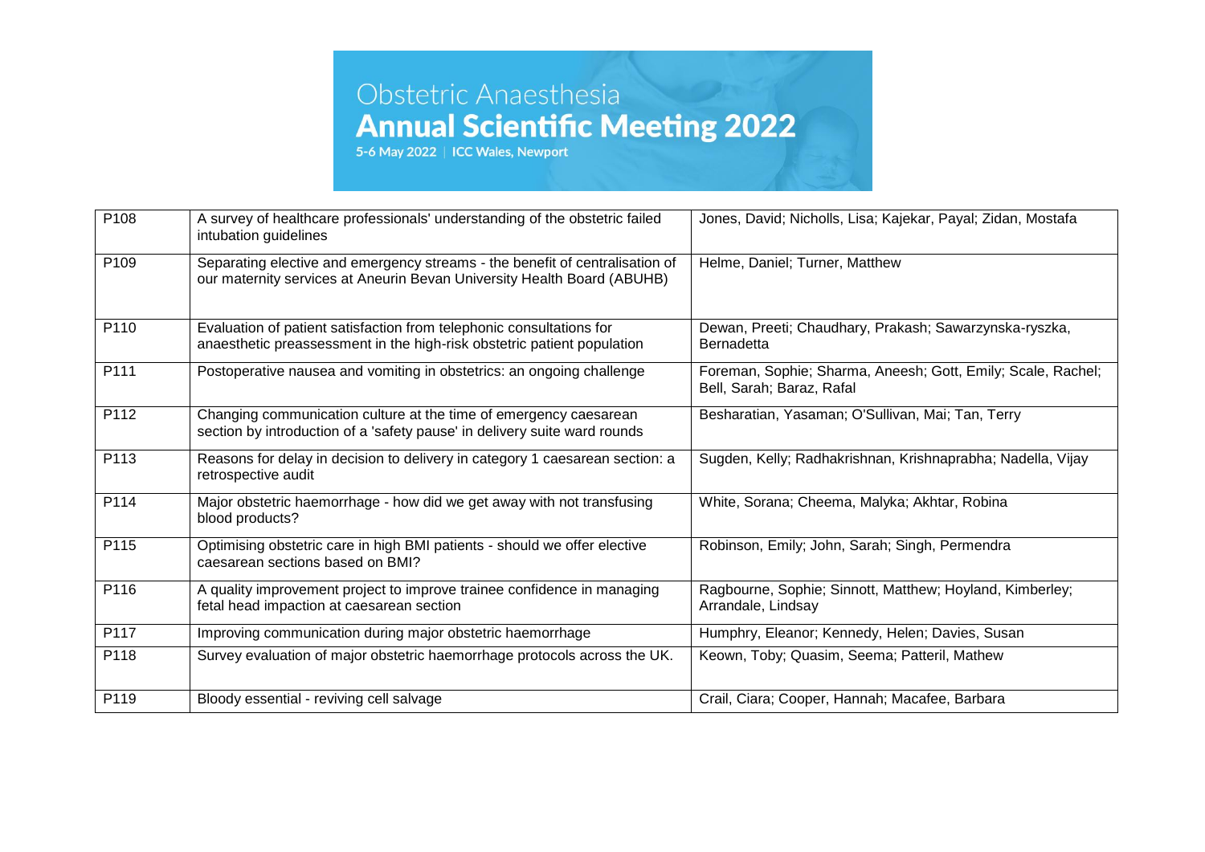| P108 | A survey of healthcare professionals' understanding of the obstetric failed intubation guidelines | Jones, David; Nicholls, Lisa; Kajekar, Payal; Zidan, Mostafa |
|---|---|---|
| P109 | Separating elective and emergency streams - the benefit of centralisation of our maternity services at Aneurin Bevan University Health Board (ABUHB) | Helme, Daniel; Turner, Matthew |
| P110 | Evaluation of patient satisfaction from telephonic consultations for anaesthetic preassessment in the high-risk obstetric patient population | Dewan, Preeti; Chaudhary, Prakash; Sawarzynska-ryszka, Bernadetta |
| P111 | Postoperative nausea and vomiting in obstetrics: an ongoing challenge | Foreman, Sophie; Sharma, Aneesh; Gott, Emily; Scale, Rachel; Bell, Sarah; Baraz, Rafal |
| P112 | Changing communication culture at the time of emergency caesarean section by introduction of a 'safety pause' in delivery suite ward rounds | Besharatian, Yasaman; O'Sullivan, Mai; Tan, Terry |
| P113 | Reasons for delay in decision to delivery in category 1 caesarean section: a retrospective audit | Sugden, Kelly; Radhakrishnan, Krishnaprabha; Nadella, Vijay |
| P114 | Major obstetric haemorrhage - how did we get away with not transfusing blood products? | White, Sorana; Cheema, Malyka; Akhtar, Robina |
| P115 | Optimising obstetric care in high BMI patients - should we offer elective caesarean sections based on BMI? | Robinson, Emily; John, Sarah; Singh, Permendra |
| P116 | A quality improvement project to improve trainee confidence in managing fetal head impaction at caesarean section | Ragbourne, Sophie; Sinnott, Matthew; Hoyland, Kimberley; Arrandale, Lindsay |
| P117 | Improving communication during major obstetric haemorrhage | Humphry, Eleanor; Kennedy, Helen; Davies, Susan |
| P118 | Survey evaluation of major obstetric haemorrhage protocols across the UK. | Keown, Toby; Quasim, Seema; Patteril, Mathew |
| P119 | Bloody essential - reviving cell salvage | Crail, Ciara; Cooper, Hannah; Macafee, Barbara |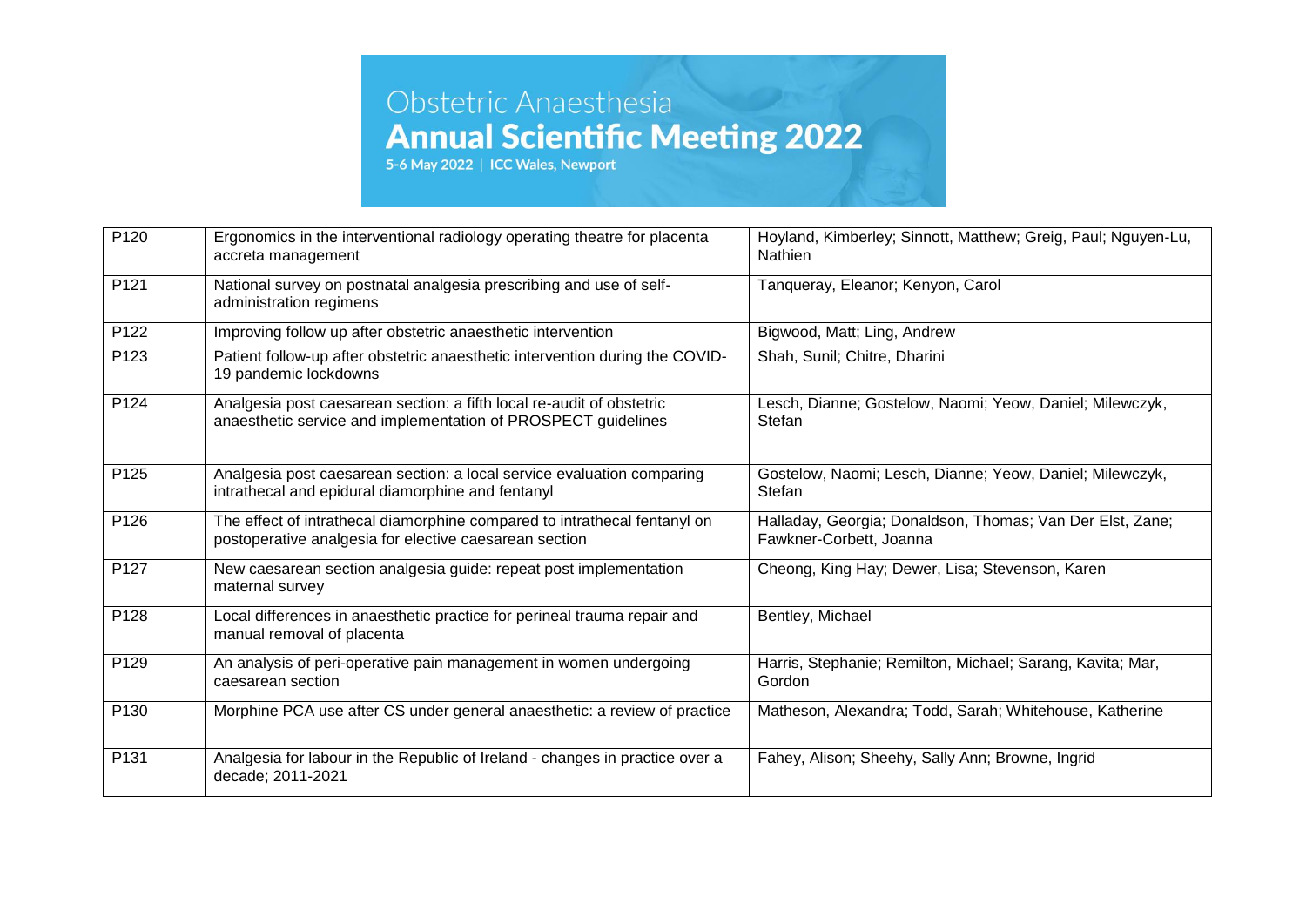| P120 | Ergonomics in the interventional radiology operating theatre for placenta accreta management | Hoyland, Kimberley; Sinnott, Matthew; Greig, Paul; Nguyen-Lu, Nathien |
|---|---|---|
| P121 | National survey on postnatal analgesia prescribing and use of self-administration regimens | Tanqueray, Eleanor; Kenyon, Carol |
| P122 | Improving follow up after obstetric anaesthetic intervention | Bigwood, Matt; Ling, Andrew |
| P123 | Patient follow-up after obstetric anaesthetic intervention during the COVID-19 pandemic lockdowns | Shah, Sunil; Chitre, Dharini |
| P124 | Analgesia post caesarean section: a fifth local re-audit of obstetric anaesthetic service and implementation of PROSPECT guidelines | Lesch, Dianne; Gostelow, Naomi; Yeow, Daniel; Milewczyk, Stefan |
| P125 | Analgesia post caesarean section: a local service evaluation comparing intrathecal and epidural diamorphine and fentanyl | Gostelow, Naomi; Lesch, Dianne; Yeow, Daniel; Milewczyk, Stefan |
| P126 | The effect of intrathecal diamorphine compared to intrathecal fentanyl on postoperative analgesia for elective caesarean section | Halladay, Georgia; Donaldson, Thomas; Van Der Elst, Zane; Fawkner-Corbett, Joanna |
| P127 | New caesarean section analgesia guide: repeat post implementation maternal survey | Cheong, King Hay; Dewer, Lisa; Stevenson, Karen |
| P128 | Local differences in anaesthetic practice for perineal trauma repair and manual removal of placenta | Bentley, Michael |
| P129 | An analysis of peri-operative pain management in women undergoing caesarean section | Harris, Stephanie; Remilton, Michael; Sarang, Kavita; Mar, Gordon |
| P130 | Morphine PCA use after CS under general anaesthetic: a review of practice | Matheson, Alexandra; Todd, Sarah; Whitehouse, Katherine |
| P131 | Analgesia for labour in the Republic of Ireland - changes in practice over a decade; 2011-2021 | Fahey, Alison; Sheehy, Sally Ann; Browne, Ingrid |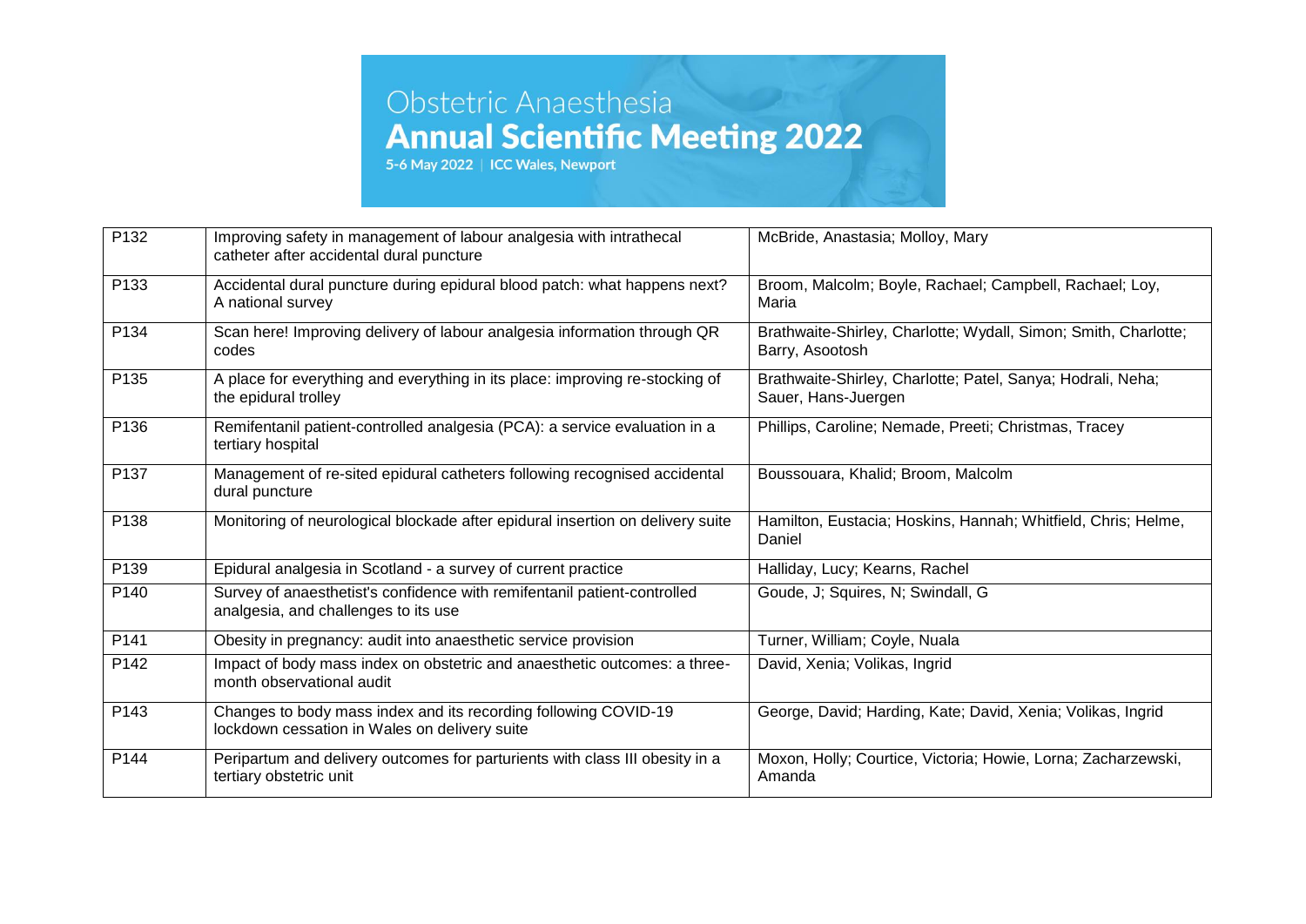| P132 | Improving safety in management of labour analgesia with intrathecal catheter after accidental dural puncture | McBride, Anastasia; Molloy, Mary |
|---|---|---|
| P133 | Accidental dural puncture during epidural blood patch: what happens next? A national survey | Broom, Malcolm; Boyle, Rachael; Campbell, Rachael; Loy, Maria |
| P134 | Scan here! Improving delivery of labour analgesia information through QR codes | Brathwaite-Shirley, Charlotte; Wydall, Simon; Smith, Charlotte; Barry, Asootosh |
| P135 | A place for everything and everything in its place: improving re-stocking of the epidural trolley | Brathwaite-Shirley, Charlotte; Patel, Sanya; Hodrali, Neha; Sauer, Hans-Juergen |
| P136 | Remifentanil patient-controlled analgesia (PCA): a service evaluation in a tertiary hospital | Phillips, Caroline; Nemade, Preeti; Christmas, Tracey |
| P137 | Management of re-sited epidural catheters following recognised accidental dural puncture | Boussouara, Khalid; Broom, Malcolm |
| P138 | Monitoring of neurological blockade after epidural insertion on delivery suite | Hamilton, Eustacia; Hoskins, Hannah; Whitfield, Chris; Helme, Daniel |
| P139 | Epidural analgesia in Scotland - a survey of current practice | Halliday, Lucy; Kearns, Rachel |
| P140 | Survey of anaesthetist's confidence with remifentanil patient-controlled analgesia, and challenges to its use | Goude, J; Squires, N; Swindall, G |
| P141 | Obesity in pregnancy: audit into anaesthetic service provision | Turner, William; Coyle, Nuala |
| P142 | Impact of body mass index on obstetric and anaesthetic outcomes: a three-month observational audit | David, Xenia; Volikas, Ingrid |
| P143 | Changes to body mass index and its recording following COVID-19 lockdown cessation in Wales on delivery suite | George, David; Harding, Kate; David, Xenia; Volikas, Ingrid |
| P144 | Peripartum and delivery outcomes for parturients with class III obesity in a tertiary obstetric unit | Moxon, Holly; Courtice, Victoria; Howie, Lorna; Zacharzewski, Amanda |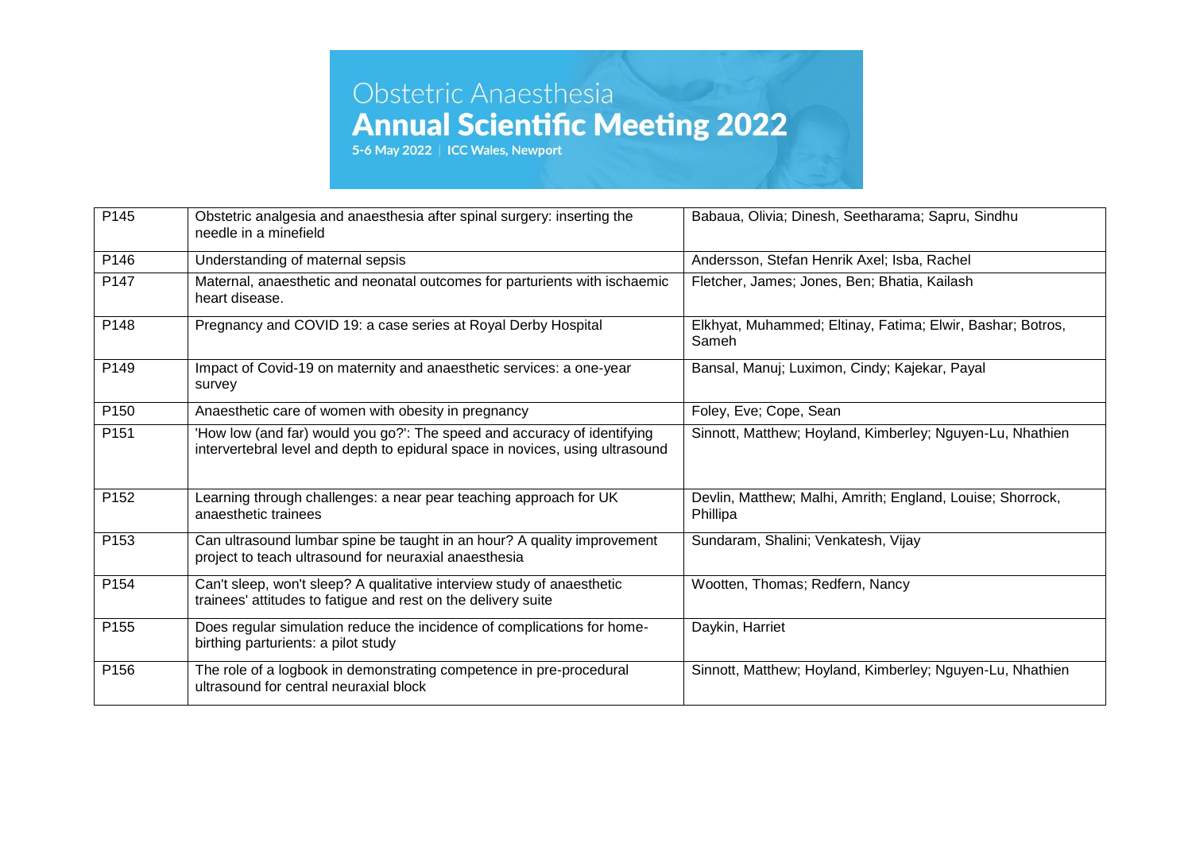| P145 | Obstetric analgesia and anaesthesia after spinal surgery: inserting the needle in a minefield | Babaua, Olivia; Dinesh, Seetharama; Sapru, Sindhu |
|---|---|---|
| P146 | Understanding of maternal sepsis | Andersson, Stefan Henrik Axel; Isba, Rachel |
| P147 | Maternal, anaesthetic and neonatal outcomes for parturients with ischaemic heart disease. | Fletcher, James; Jones, Ben; Bhatia, Kailash |
| P148 | Pregnancy and COVID 19: a case series at Royal Derby Hospital | Elkhyat, Muhammed; Eltinay, Fatima; Elwir, Bashar; Botros, Sameh |
| P149 | Impact of Covid-19 on maternity and anaesthetic services: a one-year survey | Bansal, Manuj; Luximon, Cindy; Kajekar, Payal |
| P150 | Anaesthetic care of women with obesity in pregnancy | Foley, Eve; Cope, Sean |
| P151 | 'How low (and far) would you go?': The speed and accuracy of identifying intervertebral level and depth to epidural space in novices, using ultrasound | Sinnott, Matthew; Hoyland, Kimberley; Nguyen-Lu, Nhathien |
| P152 | Learning through challenges: a near pear teaching approach for UK anaesthetic trainees | Devlin, Matthew; Malhi, Amrith; England, Louise; Shorrock, Phillipa |
| P153 | Can ultrasound lumbar spine be taught in an hour? A quality improvement project to teach ultrasound for neuraxial anaesthesia | Sundaram, Shalini; Venkatesh, Vijay |
| P154 | Can't sleep, won't sleep? A qualitative interview study of anaesthetic trainees' attitudes to fatigue and rest on the delivery suite | Wootten, Thomas; Redfern, Nancy |
| P155 | Does regular simulation reduce the incidence of complications for home-birthing parturients: a pilot study | Daykin, Harriet |
| P156 | The role of a logbook in demonstrating competence in pre-procedural ultrasound for central neuraxial block | Sinnott, Matthew; Hoyland, Kimberley; Nguyen-Lu, Nhathien |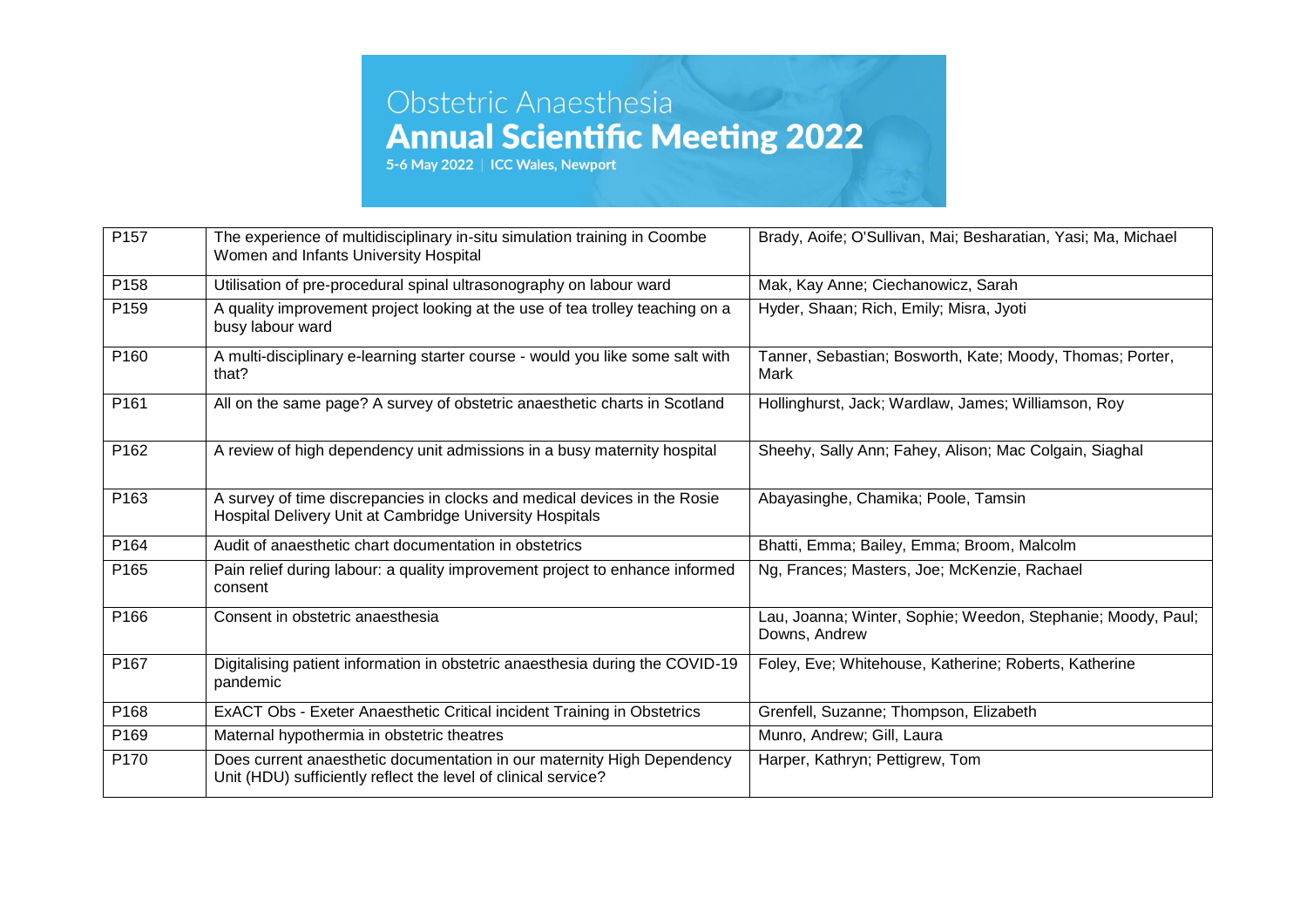| | | |
|---|---|---|
| P157 | The experience of multidisciplinary in-situ simulation training in Coombe Women and Infants University Hospital | Brady, Aoife; O'Sullivan, Mai; Besharatian, Yasi; Ma, Michael |
| P158 | Utilisation of pre-procedural spinal ultrasonography on labour ward | Mak, Kay Anne; Ciechanowicz, Sarah |
| P159 | A quality improvement project looking at the use of tea trolley teaching on a busy labour ward | Hyder, Shaan; Rich, Emily; Misra, Jyoti |
| P160 | A multi-disciplinary e-learning starter course - would you like some salt with that? | Tanner, Sebastian; Bosworth, Kate; Moody, Thomas; Porter, Mark |
| P161 | All on the same page? A survey of obstetric anaesthetic charts in Scotland | Hollinghurst, Jack; Wardlaw, James; Williamson, Roy |
| P162 | A review of high dependency unit admissions in a busy maternity hospital | Sheehy, Sally Ann; Fahey, Alison; Mac Colgain, Siaghal |
| P163 | A survey of time discrepancies in clocks and medical devices in the Rosie Hospital Delivery Unit at Cambridge University Hospitals | Abayasinghe, Chamika; Poole, Tamsin |
| P164 | Audit of anaesthetic chart documentation in obstetrics | Bhatti, Emma; Bailey, Emma; Broom, Malcolm |
| P165 | Pain relief during labour: a quality improvement project to enhance informed consent | Ng, Frances; Masters, Joe; McKenzie, Rachael |
| P166 | Consent in obstetric anaesthesia | Lau, Joanna; Winter, Sophie; Weedon, Stephanie; Moody, Paul; Downs, Andrew |
| P167 | Digitalising patient information in obstetric anaesthesia during the COVID-19 pandemic | Foley, Eve; Whitehouse, Katherine; Roberts, Katherine |
| P168 | ExACT Obs - Exeter Anaesthetic Critical incident Training in Obstetrics | Grenfell, Suzanne; Thompson, Elizabeth |
| P169 | Maternal hypothermia in obstetric theatres | Munro, Andrew; Gill, Laura |
| P170 | Does current anaesthetic documentation in our maternity High Dependency Unit (HDU) sufficiently reflect the level of clinical service? | Harper, Kathryn; Pettigrew, Tom |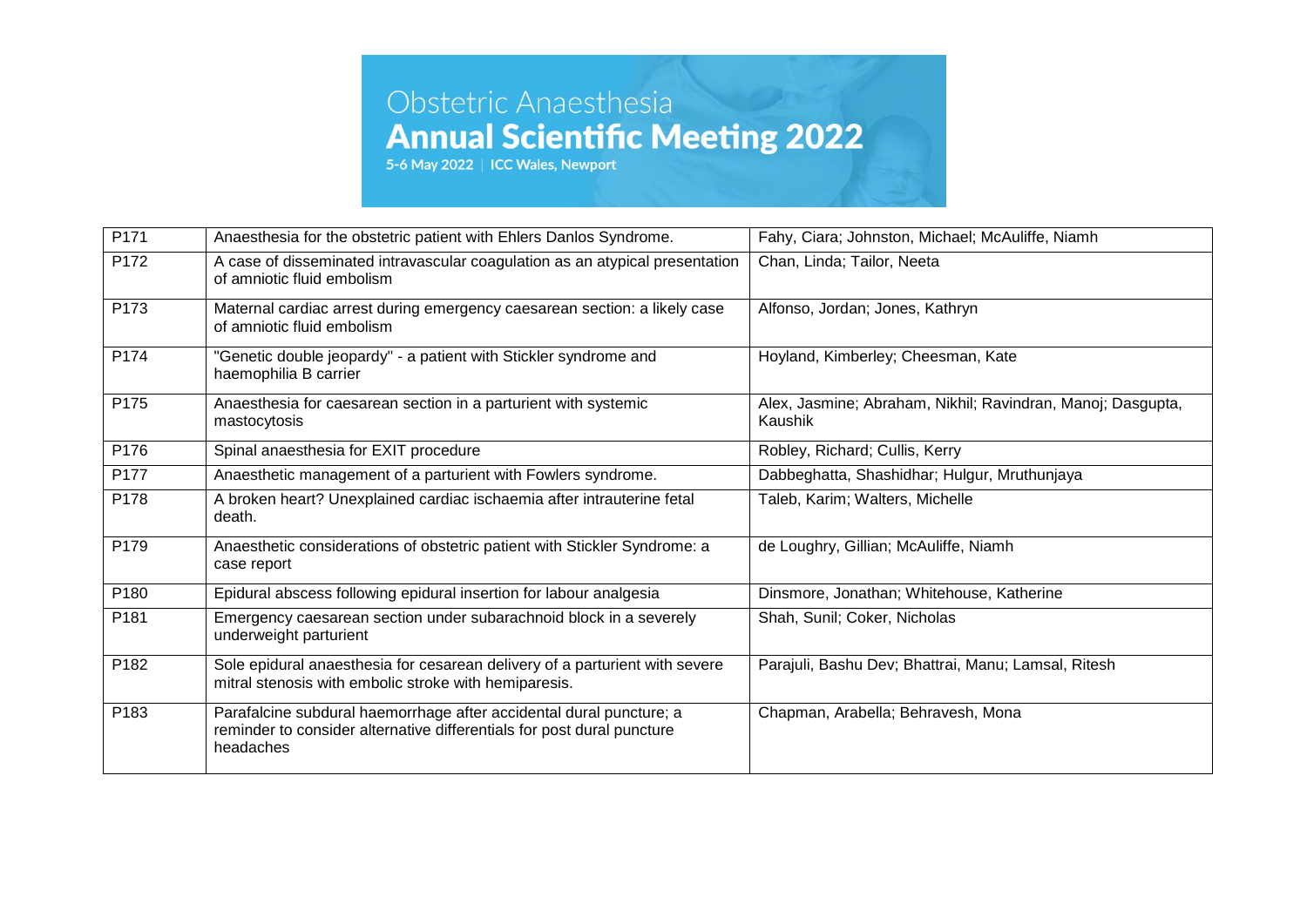| P171 | Anaesthesia for the obstetric patient with Ehlers Danlos Syndrome. | Fahy, Ciara; Johnston, Michael; McAuliffe, Niamh |
|---|---|---|
| P172 | A case of disseminated intravascular coagulation as an atypical presentation of amniotic fluid embolism | Chan, Linda; Tailor, Neeta |
| P173 | Maternal cardiac arrest during emergency caesarean section: a likely case of amniotic fluid embolism | Alfonso, Jordan; Jones, Kathryn |
| P174 | "Genetic double jeopardy" - a patient with Stickler syndrome and haemophilia B carrier | Hoyland, Kimberley; Cheesman, Kate |
| P175 | Anaesthesia for caesarean section in a parturient with systemic mastocytosis | Alex, Jasmine; Abraham, Nikhil; Ravindran, Manoj; Dasgupta, Kaushik |
| P176 | Spinal anaesthesia for EXIT procedure | Robley, Richard; Cullis, Kerry |
| P177 | Anaesthetic management of a parturient with Fowlers syndrome. | Dabbeghatta, Shashidhar; Hulgur, Mruthunjaya |
| P178 | A broken heart? Unexplained cardiac ischaemia after intrauterine fetal death. | Taleb, Karim; Walters, Michelle |
| P179 | Anaesthetic considerations of obstetric patient with Stickler Syndrome: a case report | de Loughry, Gillian; McAuliffe, Niamh |
| P180 | Epidural abscess following epidural insertion for labour analgesia | Dinsmore, Jonathan; Whitehouse, Katherine |
| P181 | Emergency caesarean section under subarachnoid block in a severely underweight parturient | Shah, Sunil; Coker, Nicholas |
| P182 | Sole epidural anaesthesia for cesarean delivery of a parturient with severe mitral stenosis with embolic stroke with hemiparesis. | Parajuli, Bashu Dev; Bhattrai, Manu; Lamsal, Ritesh |
| P183 | Parafalcine subdural haemorrhage after accidental dural puncture; a reminder to consider alternative differentials for post dural puncture headaches | Chapman, Arabella; Behravesh, Mona |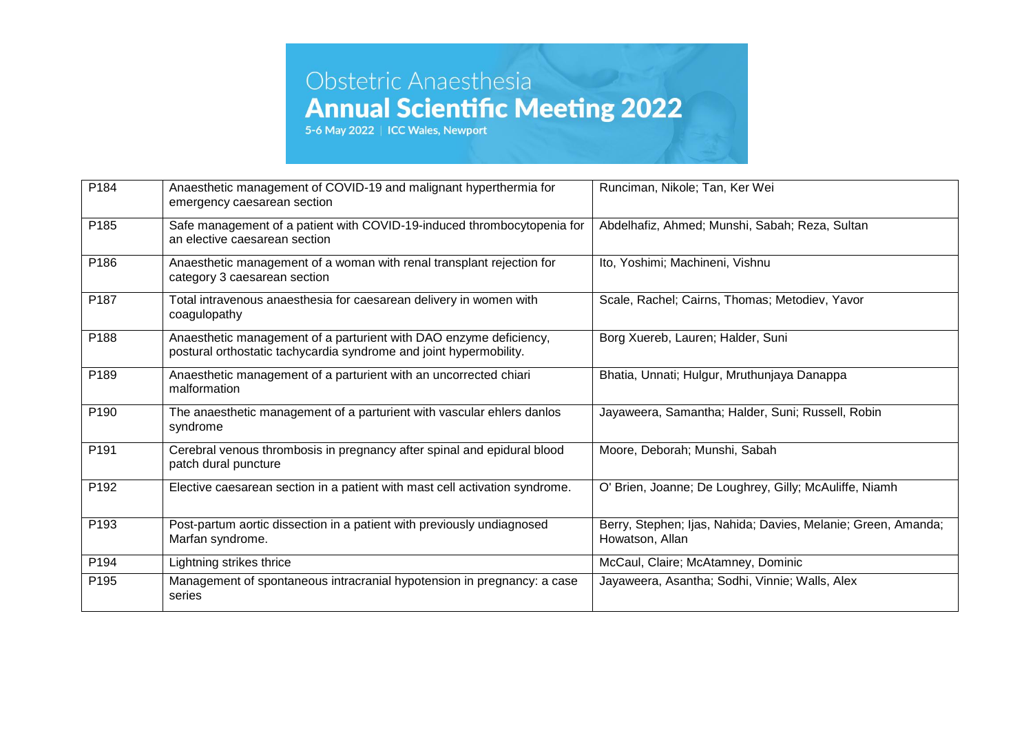| P184 | Anaesthetic management of COVID-19 and malignant hyperthermia for emergency caesarean section | Runciman, Nikole; Tan, Ker Wei |
|---|---|---|
| P185 | Safe management of a patient with COVID-19-induced thrombocytopenia for an elective caesarean section | Abdelhafiz, Ahmed; Munshi, Sabah; Reza, Sultan |
| P186 | Anaesthetic management of a woman with renal transplant rejection for category 3 caesarean section | Ito, Yoshimi; Machineni, Vishnu |
| P187 | Total intravenous anaesthesia for caesarean delivery in women with coagulopathy | Scale, Rachel; Cairns, Thomas; Metodiev, Yavor |
| P188 | Anaesthetic management of a parturient with DAO enzyme deficiency, postural orthostatic tachycardia syndrome and joint hypermobility. | Borg Xuereb, Lauren; Halder, Suni |
| P189 | Anaesthetic management of a parturient with an uncorrected chiari malformation | Bhatia, Unnati; Hulgur, Mruthunjaya Danappa |
| P190 | The anaesthetic management of a parturient with vascular ehlers danlos syndrome | Jayaweera, Samantha; Halder, Suni; Russell, Robin |
| P191 | Cerebral venous thrombosis in pregnancy after spinal and epidural blood patch dural puncture | Moore, Deborah; Munshi, Sabah |
| P192 | Elective caesarean section in a patient with mast cell activation syndrome. | O' Brien, Joanne; De Loughrey, Gilly; McAuliffe, Niamh |
| P193 | Post-partum aortic dissection in a patient with previously undiagnosed Marfan syndrome. | Berry, Stephen; Ijas, Nahida; Davies, Melanie; Green, Amanda; Howatson, Allan |
| P194 | Lightning strikes thrice | McCaul, Claire; McAtamney, Dominic |
| P195 | Management of spontaneous intracranial hypotension in pregnancy: a case series | Jayaweera, Asantha; Sodhi, Vinnie; Walls, Alex |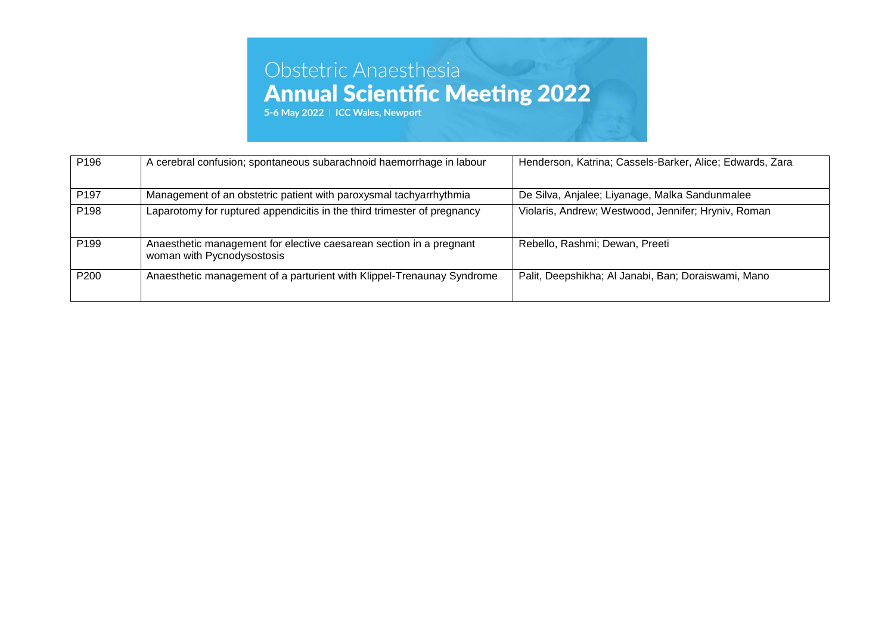| | | |
|---|---|---|
| P196 | A cerebral confusion; spontaneous subarachnoid haemorrhage in labour | Henderson, Katrina; Cassels-Barker, Alice; Edwards, Zara |
| P197 | Management of an obstetric patient with paroxysmal tachyarrhythmia | De Silva, Anjalee; Liyanage, Malka Sandunmalee |
| P198 | Laparotomy for ruptured appendicitis in the third trimester of pregnancy | Violaris, Andrew; Westwood, Jennifer; Hryniv, Roman |
| P199 | Anaesthetic management for elective caesarean section in a pregnant woman with Pycnodysostosis | Rebello, Rashmi; Dewan, Preeti |
| P200 | Anaesthetic management of a parturient with Klippel-Trenaunay Syndrome | Palit, Deepshikha; Al Janabi, Ban; Doraiswami, Mano |